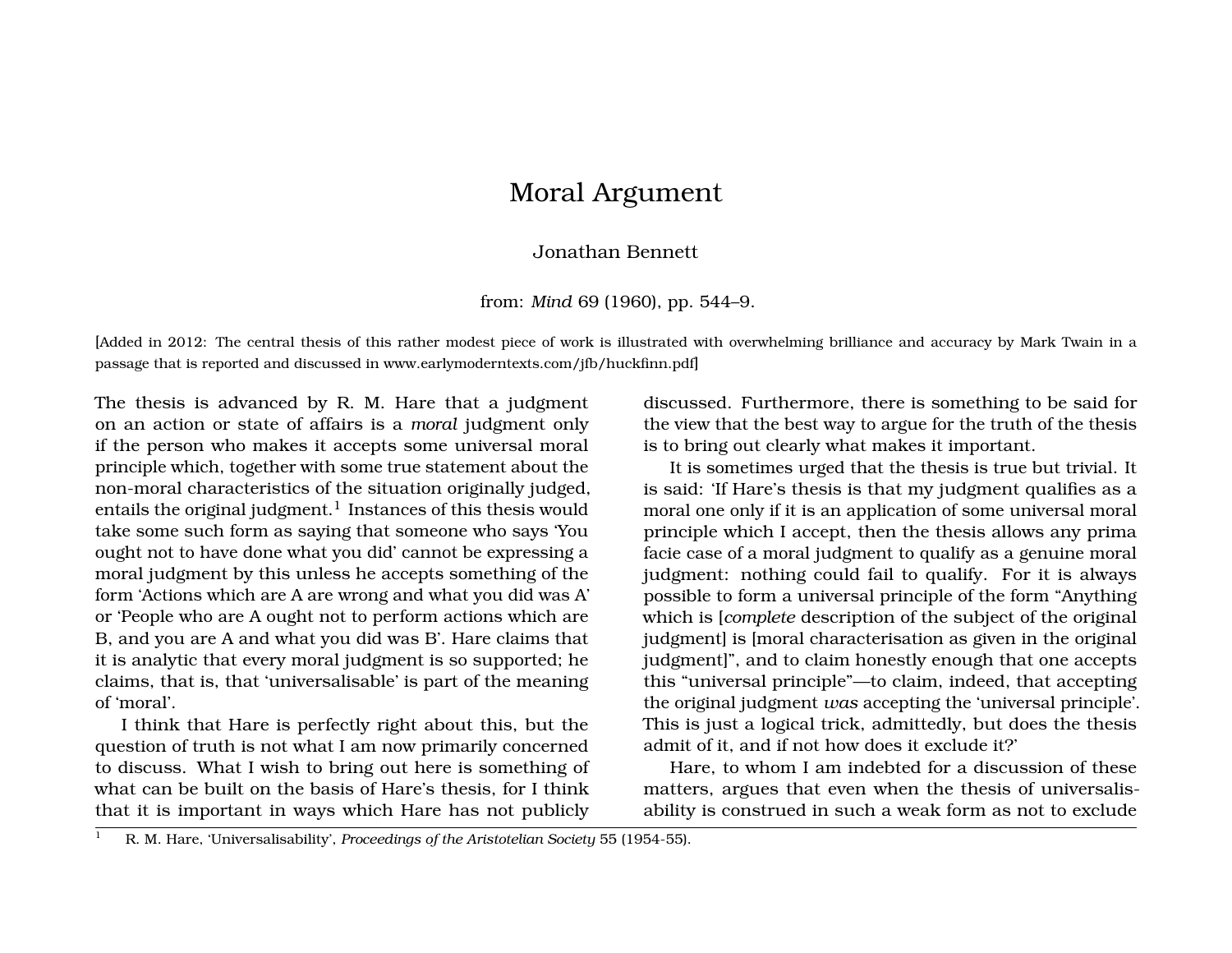# Moral Argument

Jonathan Bennett

from: *Mind* 69 (1960), pp. 544–9.

[Added in 2012: The central thesis of this rather modest piece of work is illustrated with overwhelming brilliance and accuracy by Mark Twain in a passage that is reported and discussed in www.earlymoderntexts.com/jfb/huckfinn.pdf]

The thesis is advanced by R. M. Hare that a judgment on an action or state of affairs is a *moral* judgment only if the person who makes it accepts some universal moral principle which, together with some true statement about the non-moral characteristics of the situation originally judged, entails the original judgment.[1] Instances of this thesis would take some such form as saying that someone who says 'You ought not to have done what you did' cannot be expressing a moral judgment by this unless he accepts something of the form 'Actions which are A are wrong and what you did was A' or 'People who are A ought not to perform actions which are B, and you are A and what you did was B'. Hare claims that it is analytic that every moral judgment is so supported; he claims, that is, that 'universalisable' is part of the meaning of 'moral'.

I think that Hare is perfectly right about this, but the question of truth is not what I am now primarily concerned to discuss. What I wish to bring out here is something of what can be built on the basis of Hare's thesis, for I think that it is important in ways which Hare has not publicly discussed. Furthermore, there is something to be said for the view that the best way to argue for the truth of the thesis is to bring out clearly what makes it important.

It is sometimes urged that the thesis is true but trivial. It is said: 'If Hare's thesis is that my judgment qualifies as a moral one only if it is an application of some universal moral principle which I accept, then the thesis allows any prima facie case of a moral judgment to qualify as a genuine moral judgment: nothing could fail to qualify. For it is always possible to form a universal principle of the form "Anything which is [*complete* description of the subject of the original judgment] is [moral characterisation as given in the original judgment]", and to claim honestly enough that one accepts this "universal principle"—to claim, indeed, that accepting the original judgment *was* accepting the 'universal principle'. This is just a logical trick, admittedly, but does the thesis admit of it, and if not how does it exclude it?'

Hare, to whom I am indebted for a discussion of these matters, argues that even when the thesis of universalisability is construed in such a weak form as not to exclude

[1] R. M. Hare, 'Universalisability', *Proceedings of the Aristotelian Society* 55 (1954-55).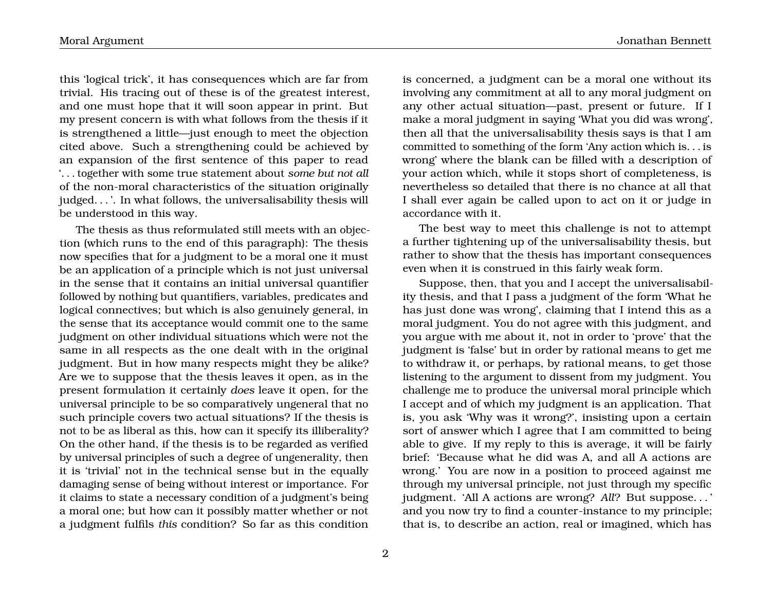this 'logical trick', it has consequences which are far from trivial. His tracing out of these is of the greatest interest, and one must hope that it will soon appear in print. But my present concern is with what follows from the thesis if it is strengthened a little—just enough to meet the objection cited above. Such a strengthening could be achieved by an expansion of the first sentence of this paper to read '. . . together with some true statement about *some but not all* of the non-moral characteristics of the situation originally judged. . . '. In what follows, the universalisability thesis will be understood in this way.

The thesis as thus reformulated still meets with an objection (which runs to the end of this paragraph): The thesis now specifies that for a judgment to be a moral one it must be an application of a principle which is not just universal in the sense that it contains an initial universal quantifier followed by nothing but quantifiers, variables, predicates and logical connectives; but which is also genuinely general, in the sense that its acceptance would commit one to the same judgment on other individual situations which were not the same in all respects as the one dealt with in the original judgment. But in how many respects might they be alike? Are we to suppose that the thesis leaves it open, as in the present formulation it certainly *does* leave it open, for the universal principle to be so comparatively ungeneral that no such principle covers two actual situations? If the thesis is not to be as liberal as this, how can it specify its illiberality? On the other hand, if the thesis is to be regarded as verified by universal principles of such a degree of ungenerality, then it is 'trivial' not in the technical sense but in the equally damaging sense of being without interest or importance. For it claims to state a necessary condition of a judgment's being a moral one; but how can it possibly matter whether or not a judgment fulfils *this* condition? So far as this condition is concerned, a judgment can be a moral one without its involving any commitment at all to any moral judgment on any other actual situation—past, present or future. If I make a moral judgment in saying 'What you did was wrong', then all that the universalisability thesis says is that I am committed to something of the form 'Any action which is. . . is wrong' where the blank can be filled with a description of your action which, while it stops short of completeness, is nevertheless so detailed that there is no chance at all that I shall ever again be called upon to act on it or judge in accordance with it.

The best way to meet this challenge is not to attempt a further tightening up of the universalisability thesis, but rather to show that the thesis has important consequences even when it is construed in this fairly weak form.

Suppose, then, that you and I accept the universalisability thesis, and that I pass a judgment of the form 'What he has just done was wrong', claiming that I intend this as a moral judgment. You do not agree with this judgment, and you argue with me about it, not in order to 'prove' that the judgment is 'false' but in order by rational means to get me to withdraw it, or perhaps, by rational means, to get those listening to the argument to dissent from my judgment. You challenge me to produce the universal moral principle which I accept and of which my judgment is an application. That is, you ask 'Why was it wrong?', insisting upon a certain sort of answer which I agree that I am committed to being able to give. If my reply to this is average, it will be fairly brief: 'Because what he did was A, and all A actions are wrong.' You are now in a position to proceed against me through my universal principle, not just through my specific judgment. 'All A actions are wrong? *All*? But suppose. . . ' and you now try to find a counter-instance to my principle; that is, to describe an action, real or imagined, which has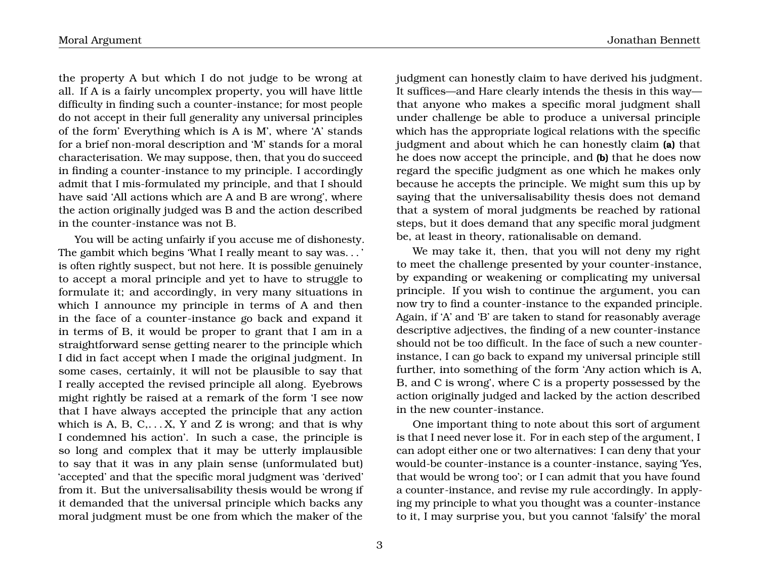the property A but which I do not judge to be wrong at all. If A is a fairly uncomplex property, you will have little difficulty in finding such a counter-instance; for most people do not accept in their full generality any universal principles of the form' Everything which is A is M', where 'A' stands for a brief non-moral description and 'M' stands for a moral characterisation. We may suppose, then, that you do succeed in finding a counter-instance to my principle. I accordingly admit that I mis-formulated my principle, and that I should have said 'All actions which are A and B are wrong', where the action originally judged was B and the action described in the counter-instance was not B.

You will be acting unfairly if you accuse me of dishonesty. The gambit which begins 'What I really meant to say was. . . ' is often rightly suspect, but not here. It is possible genuinely to accept a moral principle and yet to have to struggle to formulate it; and accordingly, in very many situations in which I announce my principle in terms of A and then in the face of a counter-instance go back and expand it in terms of B, it would be proper to grant that I am in a straightforward sense getting nearer to the principle which I did in fact accept when I made the original judgment. In some cases, certainly, it will not be plausible to say that I really accepted the revised principle all along. Eyebrows might rightly be raised at a remark of the form 'I see now that I have always accepted the principle that any action which is A, B, C,. . . X, Y and Z is wrong; and that is why I condemned his action'. In such a case, the principle is so long and complex that it may be utterly implausible to say that it was in any plain sense (unformulated but) 'accepted' and that the specific moral judgment was 'derived' from it. But the universalisability thesis would be wrong if it demanded that the universal principle which backs any moral judgment must be one from which the maker of the judgment can honestly claim to have derived his judgment. It suffices—and Hare clearly intends the thesis in this way—that anyone who makes a specific moral judgment shall under challenge be able to produce a universal principle which has the appropriate logical relations with the specific judgment and about which he can honestly claim **(a)** that he does now accept the principle, and **(b)** that he does now regard the specific judgment as one which he makes only because he accepts the principle. We might sum this up by saying that the universalisability thesis does not demand that a system of moral judgments be reached by rational steps, but it does demand that any specific moral judgment be, at least in theory, rationalisable on demand.

We may take it, then, that you will not deny my right to meet the challenge presented by your counter-instance, by expanding or weakening or complicating my universal principle. If you wish to continue the argument, you can now try to find a counter-instance to the expanded principle. Again, if 'A' and 'B' are taken to stand for reasonably average descriptive adjectives, the finding of a new counter-instance should not be too difficult. In the face of such a new counter-instance, I can go back to expand my universal principle still further, into something of the form 'Any action which is A, B, and C is wrong', where C is a property possessed by the action originally judged and lacked by the action described in the new counter-instance.

One important thing to note about this sort of argument is that I need never lose it. For in each step of the argument, I can adopt either one or two alternatives: I can deny that your would-be counter-instance is a counter-instance, saying 'Yes, that would be wrong too'; or I can admit that you have found a counter-instance, and revise my rule accordingly. In applying my principle to what you thought was a counter-instance to it, I may surprise you, but you cannot 'falsify' the moral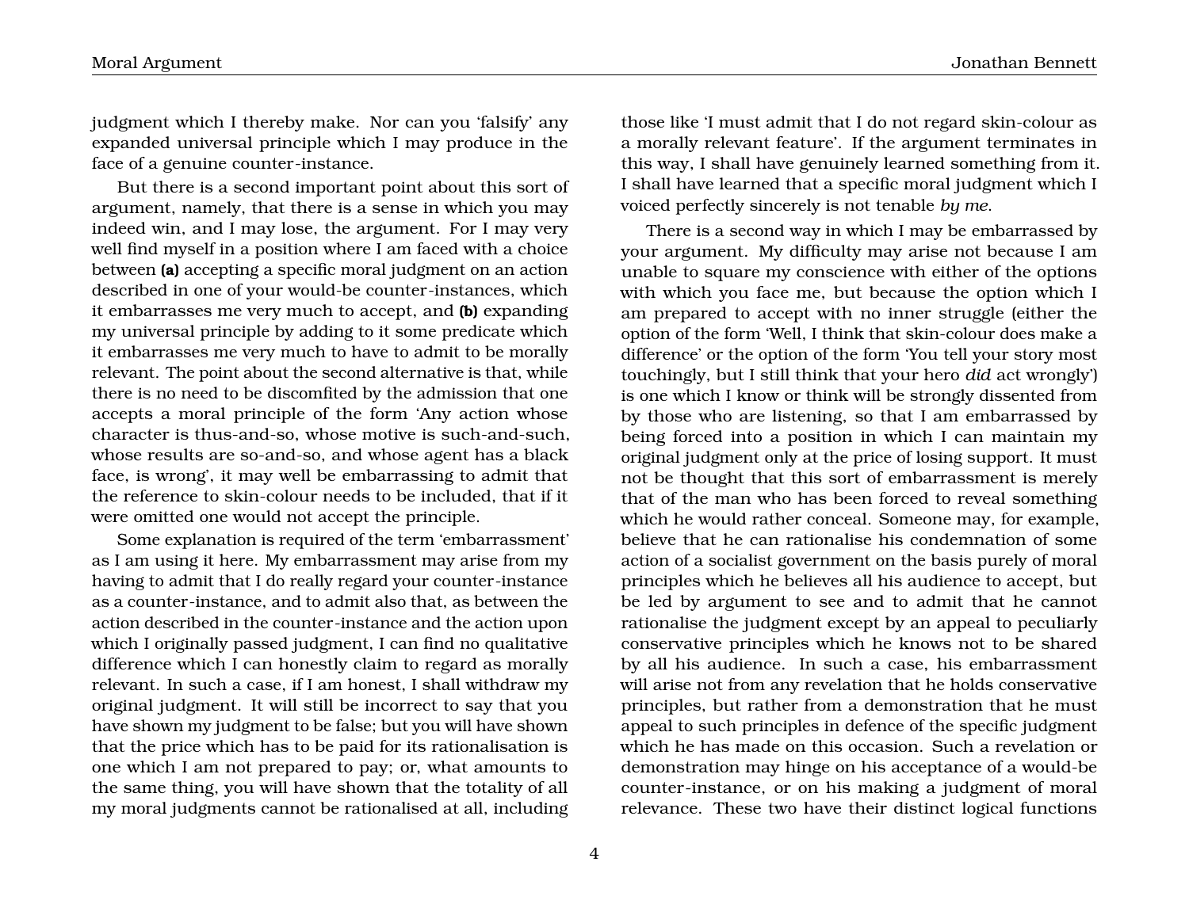judgment which I thereby make. Nor can you 'falsify' any expanded universal principle which I may produce in the face of a genuine counter-instance.

But there is a second important point about this sort of argument, namely, that there is a sense in which you may indeed win, and I may lose, the argument. For I may very well find myself in a position where I am faced with a choice between **(a)** accepting a specific moral judgment on an action described in one of your would-be counter-instances, which it embarrasses me very much to accept, and **(b)** expanding my universal principle by adding to it some predicate which it embarrasses me very much to have to admit to be morally relevant. The point about the second alternative is that, while there is no need to be discomfited by the admission that one accepts a moral principle of the form 'Any action whose character is thus-and-so, whose motive is such-and-such, whose results are so-and-so, and whose agent has a black face, is wrong', it may well be embarrassing to admit that the reference to skin-colour needs to be included, that if it were omitted one would not accept the principle.

Some explanation is required of the term 'embarrassment' as I am using it here. My embarrassment may arise from my having to admit that I do really regard your counter-instance as a counter-instance, and to admit also that, as between the action described in the counter-instance and the action upon which I originally passed judgment, I can find no qualitative difference which I can honestly claim to regard as morally relevant. In such a case, if I am honest, I shall withdraw my original judgment. It will still be incorrect to say that you have shown my judgment to be false; but you will have shown that the price which has to be paid for its rationalisation is one which I am not prepared to pay; or, what amounts to the same thing, you will have shown that the totality of all my moral judgments cannot be rationalised at all, including those like 'I must admit that I do not regard skin-colour as a morally relevant feature'. If the argument terminates in this way, I shall have genuinely learned something from it. I shall have learned that a specific moral judgment which I voiced perfectly sincerely is not tenable *by me*.

There is a second way in which I may be embarrassed by your argument. My difficulty may arise not because I am unable to square my conscience with either of the options with which you face me, but because the option which I am prepared to accept with no inner struggle (either the option of the form 'Well, I think that skin-colour does make a difference' or the option of the form 'You tell your story most touchingly, but I still think that your hero *did* act wrongly') is one which I know or think will be strongly dissented from by those who are listening, so that I am embarrassed by being forced into a position in which I can maintain my original judgment only at the price of losing support. It must not be thought that this sort of embarrassment is merely that of the man who has been forced to reveal something which he would rather conceal. Someone may, for example, believe that he can rationalise his condemnation of some action of a socialist government on the basis purely of moral principles which he believes all his audience to accept, but be led by argument to see and to admit that he cannot rationalise the judgment except by an appeal to peculiarly conservative principles which he knows not to be shared by all his audience. In such a case, his embarrassment will arise not from any revelation that he holds conservative principles, but rather from a demonstration that he must appeal to such principles in defence of the specific judgment which he has made on this occasion. Such a revelation or demonstration may hinge on his acceptance of a would-be counter-instance, or on his making a judgment of moral relevance. These two have their distinct logical functions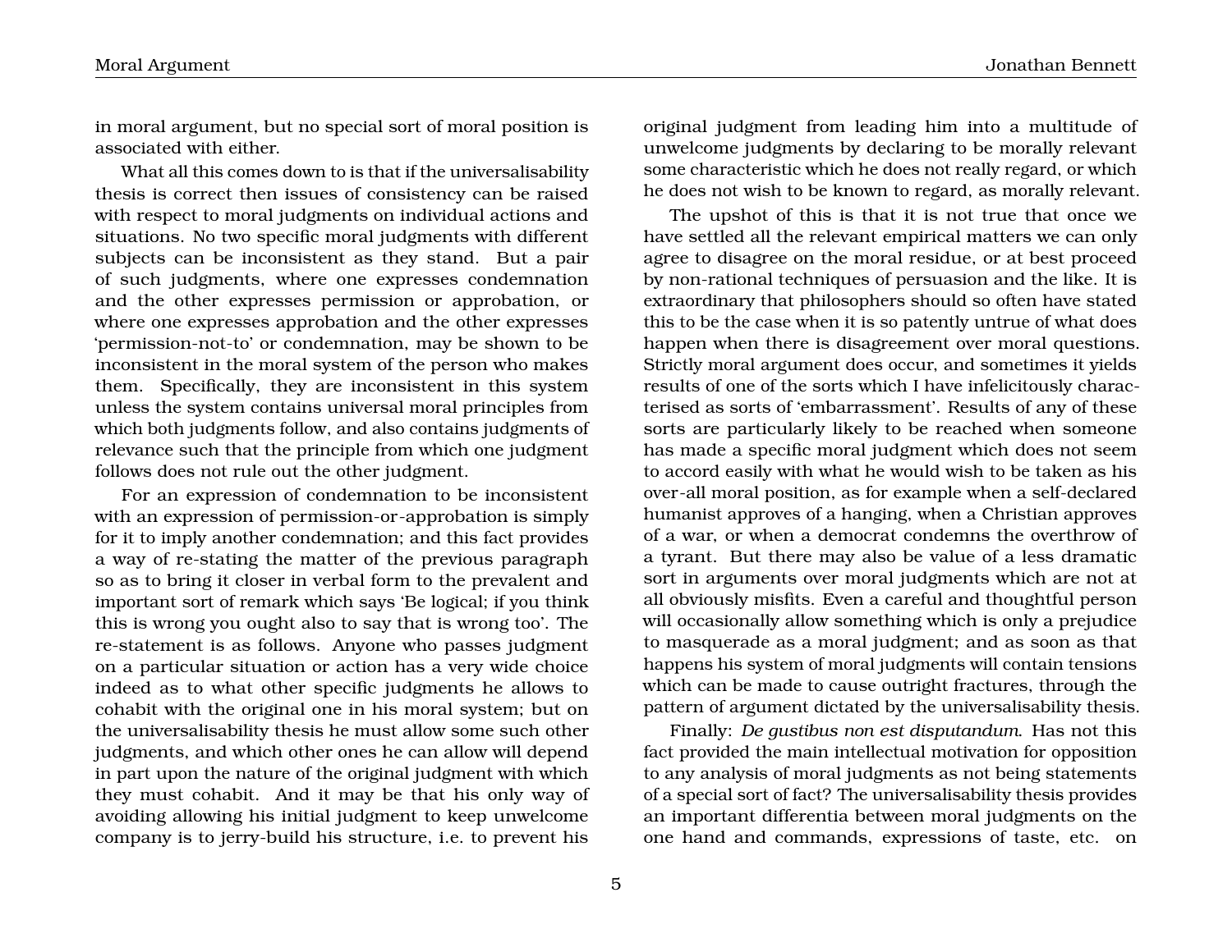in moral argument, but no special sort of moral position is associated with either.

What all this comes down to is that if the universalisability thesis is correct then issues of consistency can be raised with respect to moral judgments on individual actions and situations. No two specific moral judgments with different subjects can be inconsistent as they stand. But a pair of such judgments, where one expresses condemnation and the other expresses permission or approbation, or where one expresses approbation and the other expresses 'permission-not-to' or condemnation, may be shown to be inconsistent in the moral system of the person who makes them. Specifically, they are inconsistent in this system unless the system contains universal moral principles from which both judgments follow, and also contains judgments of relevance such that the principle from which one judgment follows does not rule out the other judgment.

For an expression of condemnation to be inconsistent with an expression of permission-or-approbation is simply for it to imply another condemnation; and this fact provides a way of re-stating the matter of the previous paragraph so as to bring it closer in verbal form to the prevalent and important sort of remark which says 'Be logical; if you think this is wrong you ought also to say that is wrong too'. The re-statement is as follows. Anyone who passes judgment on a particular situation or action has a very wide choice indeed as to what other specific judgments he allows to cohabit with the original one in his moral system; but on the universalisability thesis he must allow some such other judgments, and which other ones he can allow will depend in part upon the nature of the original judgment with which they must cohabit. And it may be that his only way of avoiding allowing his initial judgment to keep unwelcome company is to jerry-build his structure, i.e. to prevent his original judgment from leading him into a multitude of unwelcome judgments by declaring to be morally relevant some characteristic which he does not really regard, or which he does not wish to be known to regard, as morally relevant.

The upshot of this is that it is not true that once we have settled all the relevant empirical matters we can only agree to disagree on the moral residue, or at best proceed by non-rational techniques of persuasion and the like. It is extraordinary that philosophers should so often have stated this to be the case when it is so patently untrue of what does happen when there is disagreement over moral questions. Strictly moral argument does occur, and sometimes it yields results of one of the sorts which I have infelicitously characterised as sorts of 'embarrassment'. Results of any of these sorts are particularly likely to be reached when someone has made a specific moral judgment which does not seem to accord easily with what he would wish to be taken as his over-all moral position, as for example when a self-declared humanist approves of a hanging, when a Christian approves of a war, or when a democrat condemns the overthrow of a tyrant. But there may also be value of a less dramatic sort in arguments over moral judgments which are not at all obviously misfits. Even a careful and thoughtful person will occasionally allow something which is only a prejudice to masquerade as a moral judgment; and as soon as that happens his system of moral judgments will contain tensions which can be made to cause outright fractures, through the pattern of argument dictated by the universalisability thesis.

Finally: *De gustibus non est disputandum*. Has not this fact provided the main intellectual motivation for opposition to any analysis of moral judgments as not being statements of a special sort of fact? The universalisability thesis provides an important differentia between moral judgments on the one hand and commands, expressions of taste, etc. on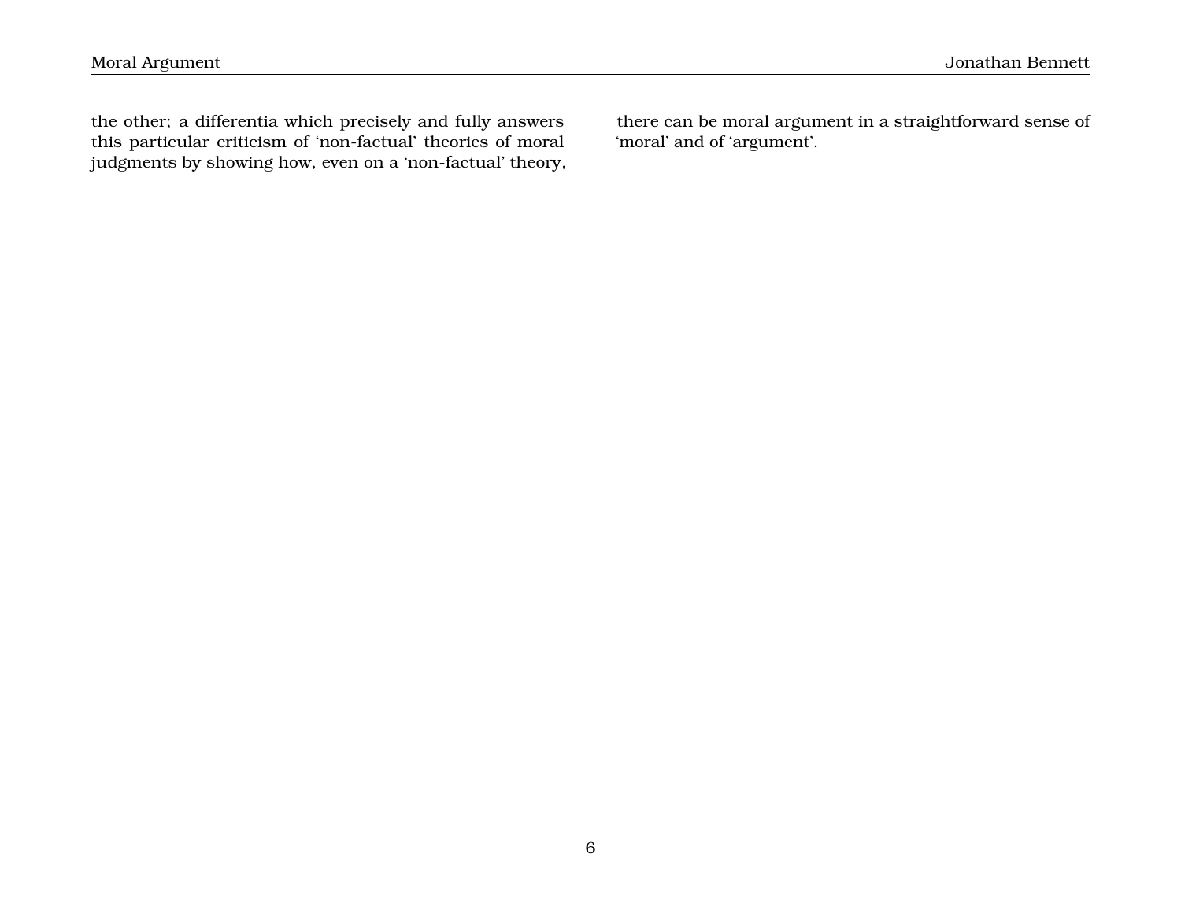the other; a differentia which precisely and fully answers this particular criticism of 'non-factual' theories of moral judgments by showing how, even on a 'non-factual' theory, there can be moral argument in a straightforward sense of 'moral' and of 'argument'.